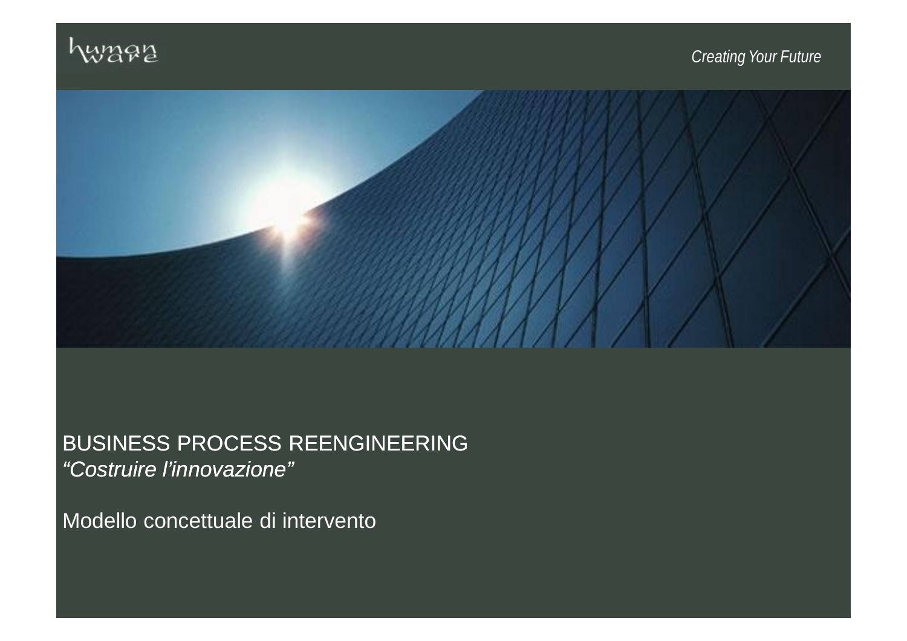humanware

*Creating Your Future*

# BUSINESS PROCESS REENGINEERING

*“Costruire l’innovazione”*

Modello concettuale di intervento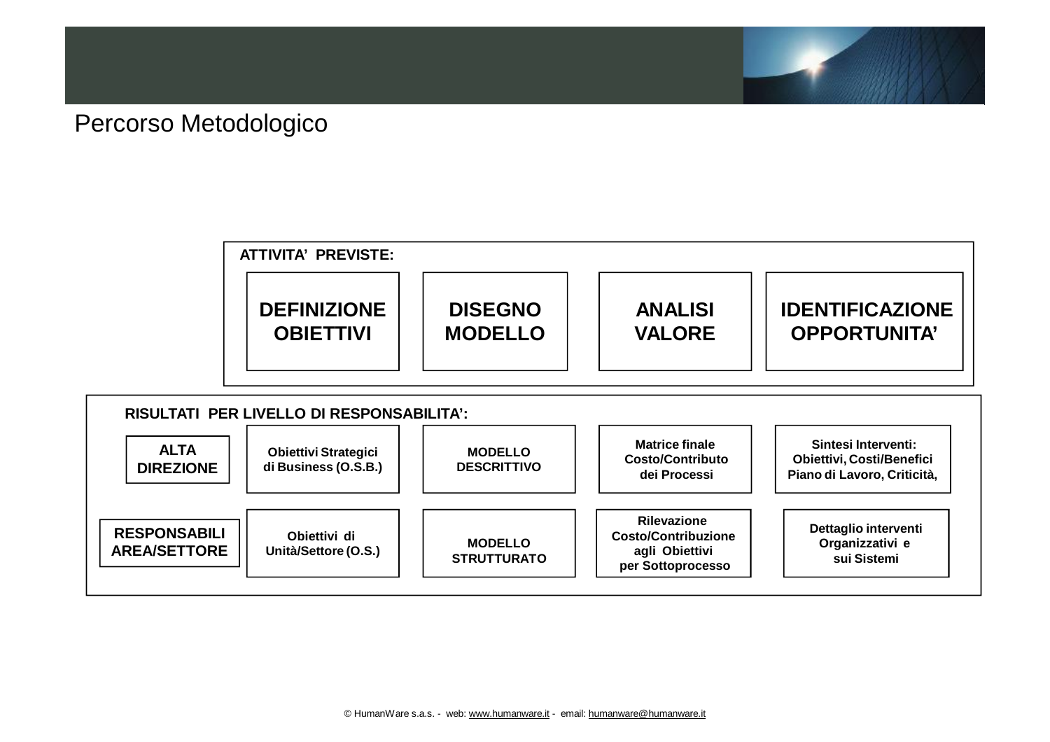# Percorso Metodologico

**ATTIVITA' PREVISTE:**

| DEFINIZIONE OBIETTIVI | DISEGNO MODELLO | ANALISI VALORE | IDENTIFICAZIONE OPPORTUNITA' |
|---|---|---|---|

**RISULTATI PER LIVELLO DI RESPONSABILITA':**

| | | | | |
|---|---|---|---|---|
| **ALTA DIREZIONE** | Obiettivi Strategici di Business (O.S.B.) | MODELLO DESCRITTIVO | Matrice finale Costo/Contributo dei Processi | Sintesi Interventi: Obiettivi, Costi/Benefici Piano di Lavoro, Criticità, |
| **RESPONSABILI AREA/SETTORE** | Obiettivi di Unità/Settore (O.S.) | MODELLO STRUTTURATO | Rilevazione Costo/Contribuzione agli Obiettivi per Sottoprocesso | Dettaglio interventi Organizzativi e sui Sistemi |

© HumanWare s.a.s. - web: www.humanware.it - email: humanware@humanware.it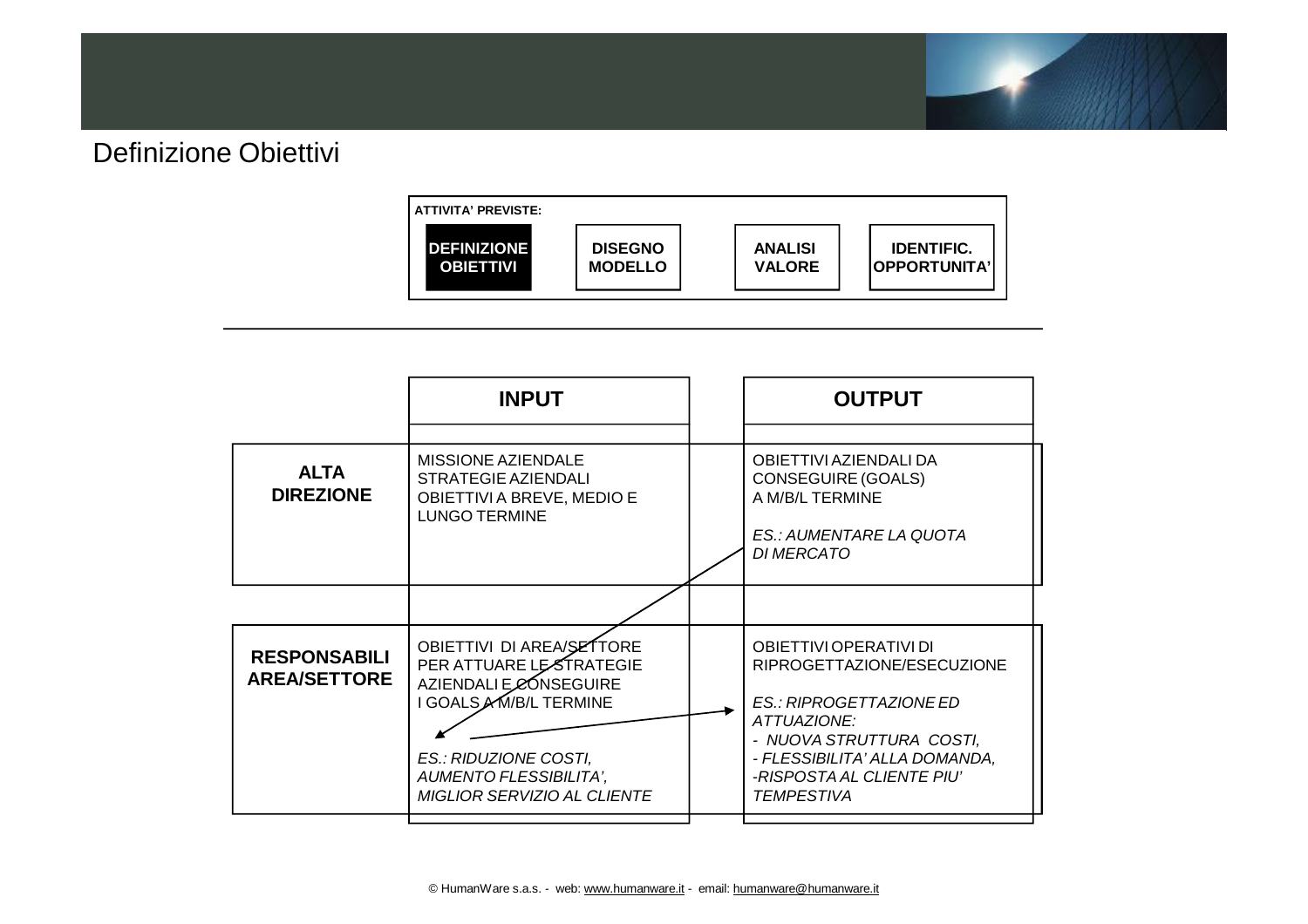# Definizione Obiettivi

**ATTIVITA' PREVISTE:**

**DEFINIZIONE OBIETTIVI** | **DISEGNO MODELLO** | **ANALISI VALORE** | **IDENTIFIC. OPPORTUNITA'**

---

| | **INPUT** | **OUTPUT** |
|---|---|---|
| **ALTA DIREZIONE** | MISSIONE AZIENDALE<br>STRATEGIE AZIENDALI<br>OBIETTIVI A BREVE, MEDIO E LUNGO TERMINE | OBIETTIVI AZIENDALI DA CONSEGUIRE (GOALS) A M/B/L TERMINE<br><br>*ES.: AUMENTARE LA QUOTA DI MERCATO* |
| **RESPONSABILI AREA/SETTORE** | OBIETTIVI DI AREA/SETTORE PER ATTUARE LE STRATEGIE AZIENDALI E CONSEGUIRE I GOALS A M/B/L TERMINE<br><br>*ES.: RIDUZIONE COSTI, AUMENTO FLESSIBILITA', MIGLIOR SERVIZIO AL CLIENTE* | OBIETTIVI OPERATIVI DI RIPROGETTAZIONE/ESECUZIONE<br><br>*ES.: RIPROGETTAZIONE ED ATTUAZIONE:*<br>*- NUOVA STRUTTURA COSTI,*<br>*- FLESSIBILITA' ALLA DOMANDA,*<br>*-RISPOSTA AL CLIENTE PIU' TEMPESTIVA* |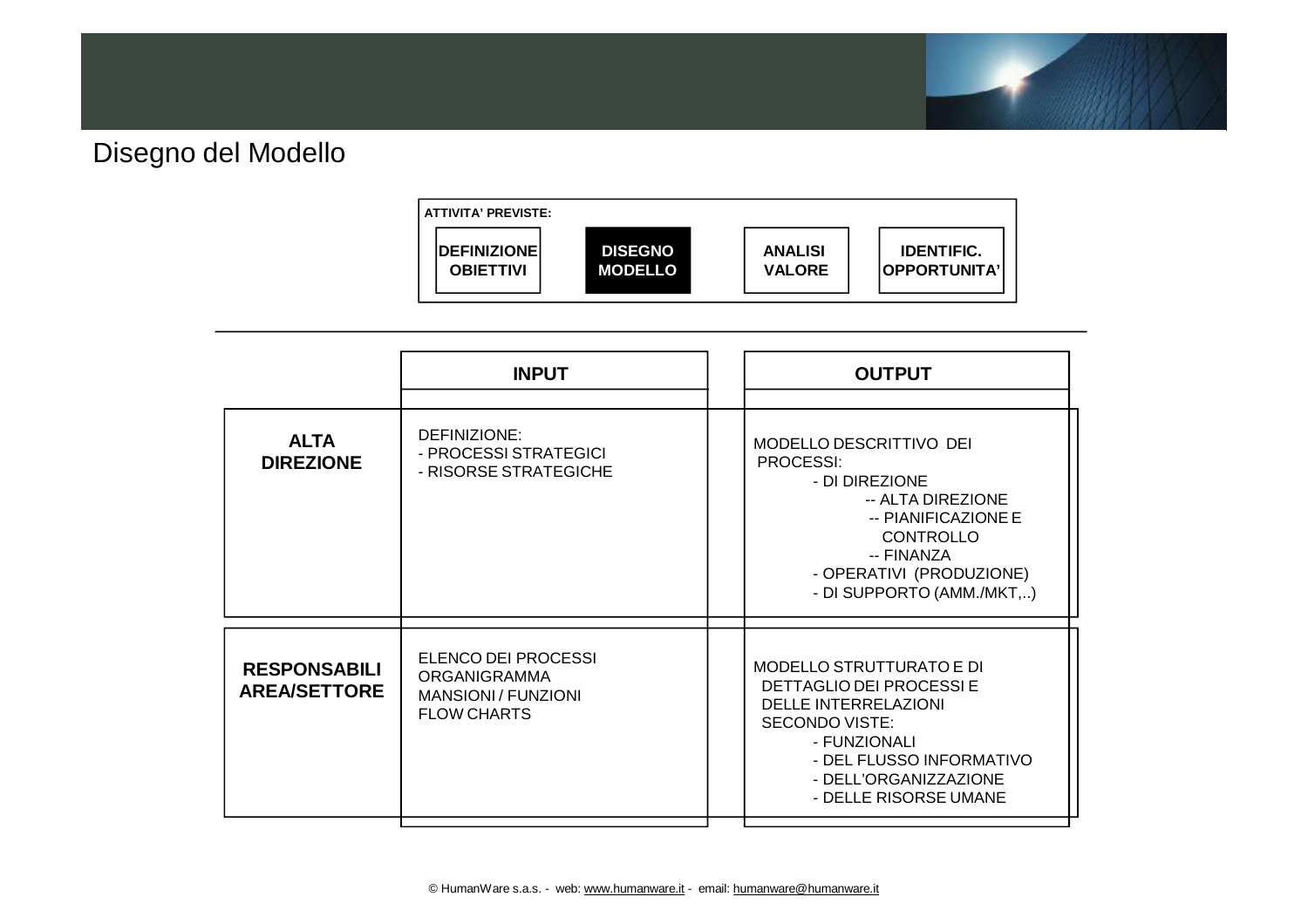# Disegno del Modello

**ATTIVITA' PREVISTE:**

| DEFINIZIONE OBIETTIVI | **DISEGNO MODELLO** | ANALISI VALORE | IDENTIFIC. OPPORTUNITA' |
|---|---|---|---|

| | INPUT | OUTPUT |
|---|---|---|
| **ALTA DIREZIONE** | DEFINIZIONE:<br>- PROCESSI STRATEGICI<br>- RISORSE STRATEGICHE | MODELLO DESCRITTIVO DEI PROCESSI:<br>- DI DIREZIONE<br>-- ALTA DIREZIONE<br>-- PIANIFICAZIONE E CONTROLLO<br>-- FINANZA<br>- OPERATIVI (PRODUZIONE)<br>- DI SUPPORTO (AMM./MKT,..) |
| **RESPONSABILI AREA/SETTORE** | ELENCO DEI PROCESSI<br>ORGANIGRAMMA<br>MANSIONI / FUNZIONI<br>FLOW CHARTS | MODELLO STRUTTURATO E DI DETTAGLIO DEI PROCESSI E DELLE INTERRELAZIONI SECONDO VISTE:<br>- FUNZIONALI<br>- DEL FLUSSO INFORMATIVO<br>- DELL'ORGANIZZAZIONE<br>- DELLE RISORSE UMANE |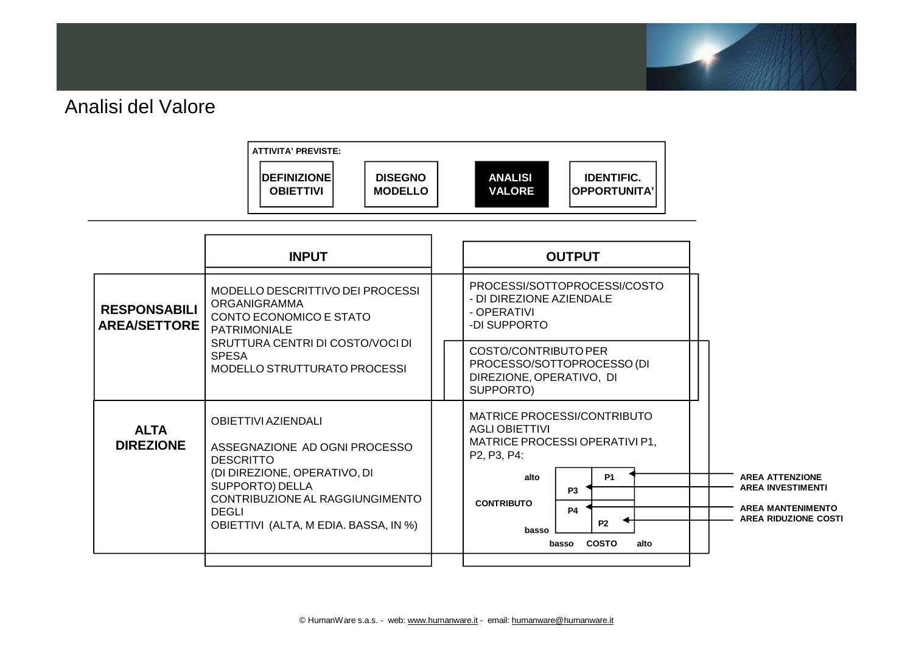# Analisi del Valore

**ATTIVITA' PREVISTE:**

| DEFINIZIONE OBIETTIVI | DISEGNO MODELLO | **ANALISI VALORE** | IDENTIFIC. OPPORTUNITA' |
|---|---|---|---|

| | INPUT | OUTPUT |
|---|---|---|
| **RESPONSABILI AREA/SETTORE** | MODELLO DESCRITTIVO DEI PROCESSI<br>ORGANIGRAMMA<br>CONTO ECONOMICO E STATO PATRIMONIALE<br>SRUTTURA CENTRI DI COSTO/VOCI DI SPESA<br>MODELLO STRUTTURATO PROCESSI | PROCESSI/SOTTOPROCESSI/COSTO<br>- DI DIREZIONE AZIENDALE<br>- OPERATIVI<br>-DI SUPPORTO<br><br>COSTO/CONTRIBUTO PER PROCESSO/SOTTOPROCESSO (DI DIREZIONE, OPERATIVO, DI SUPPORTO) |
| **ALTA DIREZIONE** | OBIETTIVI AZIENDALI<br><br>ASSEGNAZIONE AD OGNI PROCESSO DESCRITTO (DI DIREZIONE, OPERATIVO, DI SUPPORTO) DELLA CONTRIBUZIONE AL RAGGIUNGIMENTO DEGLI OBIETTIVI (ALTA, M EDIA. BASSA, IN %) | MATRICE PROCESSI/CONTRIBUTO AGLI OBIETTIVI<br>MATRICE PROCESSI OPERATIVI P1, P2, P3, P4: |

Matrice CONTRIBUTO (basso – alto) / COSTO (basso – alto):

| CONTRIBUTO \ COSTO | basso | alto |
|---|---|---|
| alto | P3 | P1 |
| basso | P4 | P2 |

- P1: **AREA ATTENZIONE**
- P3: **AREA INVESTIMENTI**
- P4: **AREA MANTENIMENTO**
- P2: **AREA RIDUZIONE COSTI**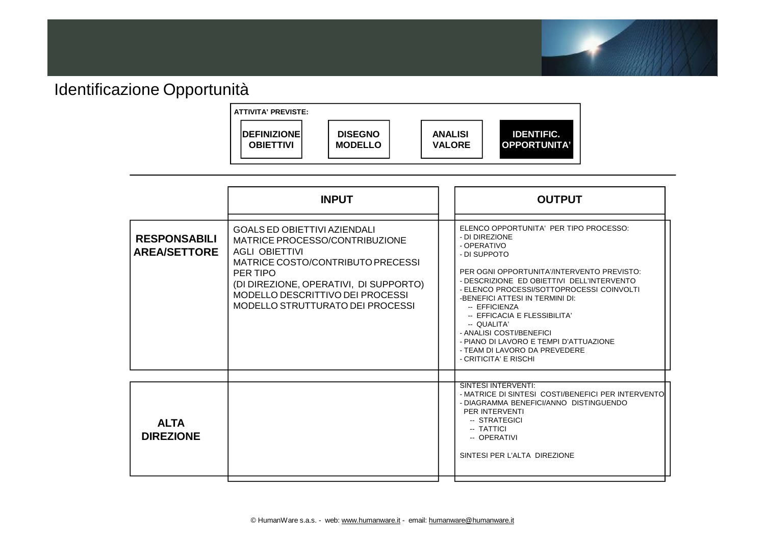# Identificazione Opportunità

**ATTIVITA' PREVISTE:**

| DEFINIZIONE OBIETTIVI | DISEGNO MODELLO | ANALISI VALORE | **IDENTIFIC. OPPORTUNITA'** |
|---|---|---|---|

| | INPUT | OUTPUT |
|---|---|---|
| **RESPONSABILI AREA/SETTORE** | GOALS ED OBIETTIVI AZIENDALI<br>MATRICE PROCESSO/CONTRIBUZIONE AGLI OBIETTIVI<br>MATRICE COSTO/CONTRIBUTO PRECESSI PER TIPO<br>(DI DIREZIONE, OPERATIVI, DI SUPPORTO)<br>MODELLO DESCRITTIVO DEI PROCESSI<br>MODELLO STRUTTURATO DEI PROCESSI | ELENCO OPPORTUNITA' PER TIPO PROCESSO:<br>- DI DIREZIONE<br>- OPERATIVO<br>- DI SUPPOTO<br><br>PER OGNI OPPORTUNITA'/INTERVENTO PREVISTO:<br>- DESCRIZIONE ED OBIETTIVI DELL'INTERVENTO<br>- ELENCO PROCESSI/SOTTOPROCESSI COINVOLTI<br>-BENEFICI ATTESI IN TERMINI DI:<br>-- EFFICIENZA<br>-- EFFICACIA E FLESSIBILITA'<br>-- QUALITA'<br>- ANALISI COSTI/BENEFICI<br>- PIANO DI LAVORO E TEMPI D'ATTUAZIONE<br>- TEAM DI LAVORO DA PREVEDERE<br>- CRITICITA' E RISCHI |
| **ALTA DIREZIONE** | | SINTESI INTERVENTI:<br>- MATRICE DI SINTESI COSTI/BENEFICI PER INTERVENTO<br>- DIAGRAMMA BENEFICI/ANNO DISTINGUENDO PER INTERVENTI<br>-- STRATEGICI<br>-- TATTICI<br>-- OPERATIVI<br><br>SINTESI PER L'ALTA DIREZIONE |

© HumanWare s.a.s. - web: www.humanware.it - email: humanware@humanware.it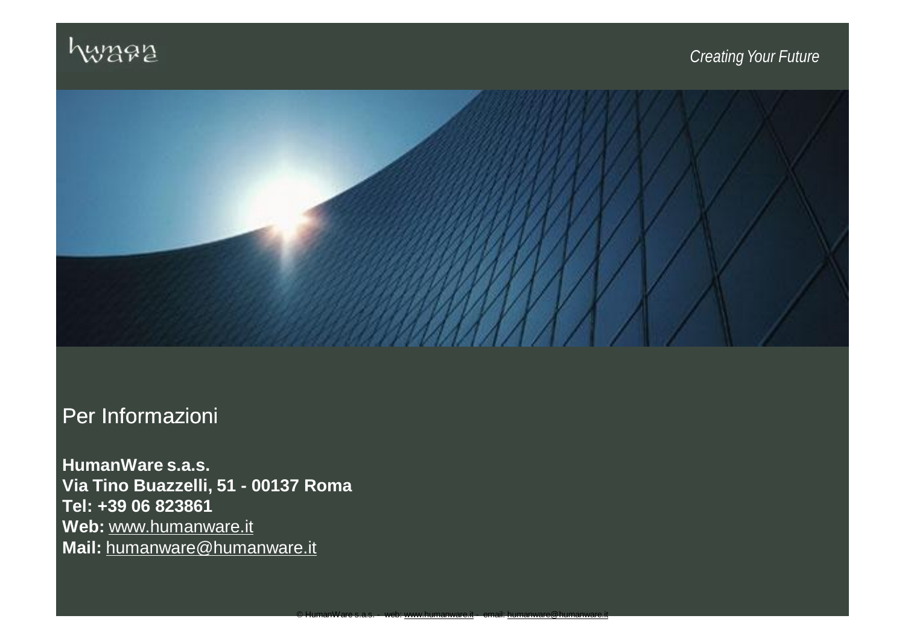human ware

*Creating Your Future*

## Per Informazioni

**HumanWare s.a.s.**
**Via Tino Buazzelli, 51 - 00137 Roma**
**Tel: +39 06 823861**
**Web:** www.humanware.it
**Mail:** humanware@humanware.it